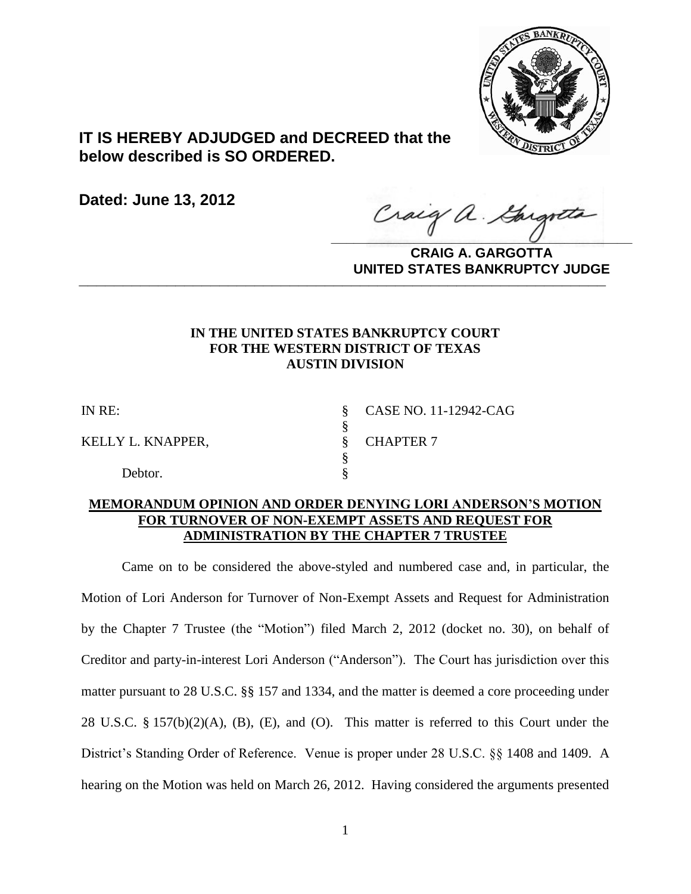**IT IS HEREBY ADJUDGED and DECREED that the below described is SO ORDERED.**

**Dated: June 13, 2012**

**CRAIG A. GARGOTTA**
**UNITED STATES BANKRUPTCY JUDGE**

---

**IN THE UNITED STATES BANKRUPTCY COURT**
**FOR THE WESTERN DISTRICT OF TEXAS**
**AUSTIN DIVISION**

| | | |
|---|---|---|
| IN RE: | § | CASE NO. 11-12942-CAG |
| | § | |
| KELLY L. KNAPPER, | § | CHAPTER 7 |
| | § | |
| Debtor. | § | |

**MEMORANDUM OPINION AND ORDER DENYING LORI ANDERSON'S MOTION FOR TURNOVER OF NON-EXEMPT ASSETS AND REQUEST FOR ADMINISTRATION BY THE CHAPTER 7 TRUSTEE**

Came on to be considered the above-styled and numbered case and, in particular, the Motion of Lori Anderson for Turnover of Non-Exempt Assets and Request for Administration by the Chapter 7 Trustee (the "Motion") filed March 2, 2012 (docket no. 30), on behalf of Creditor and party-in-interest Lori Anderson ("Anderson"). The Court has jurisdiction over this matter pursuant to 28 U.S.C. §§ 157 and 1334, and the matter is deemed a core proceeding under 28 U.S.C. § 157(b)(2)(A), (B), (E), and (O). This matter is referred to this Court under the District's Standing Order of Reference. Venue is proper under 28 U.S.C. §§ 1408 and 1409. A hearing on the Motion was held on March 26, 2012. Having considered the arguments presented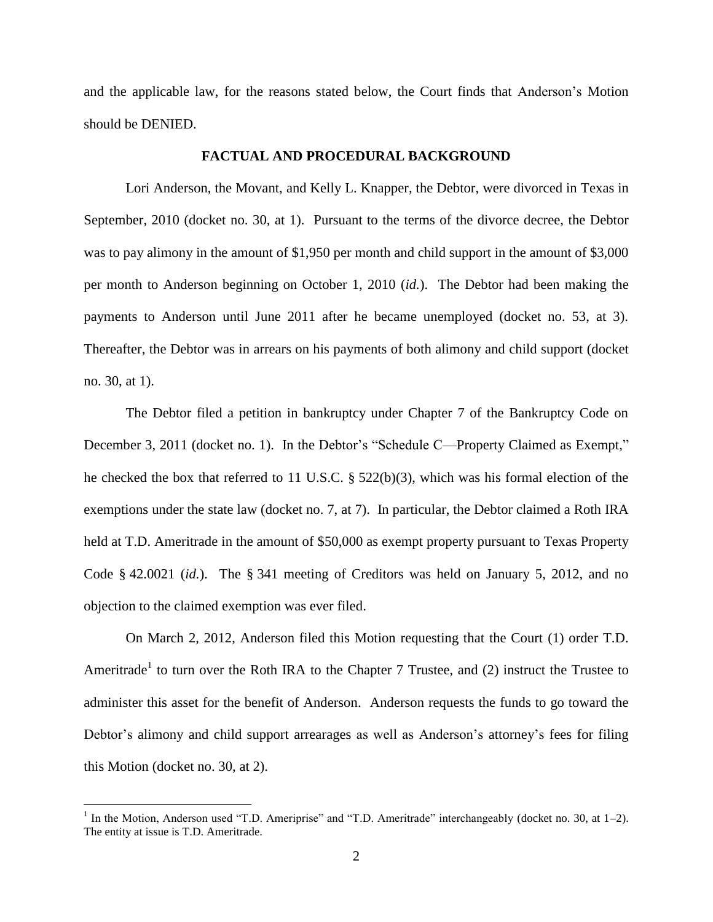and the applicable law, for the reasons stated below, the Court finds that Anderson's Motion should be DENIED.

**FACTUAL AND PROCEDURAL BACKGROUND**

Lori Anderson, the Movant, and Kelly L. Knapper, the Debtor, were divorced in Texas in September, 2010 (docket no. 30, at 1). Pursuant to the terms of the divorce decree, the Debtor was to pay alimony in the amount of $1,950 per month and child support in the amount of $3,000 per month to Anderson beginning on October 1, 2010 (*id.*). The Debtor had been making the payments to Anderson until June 2011 after he became unemployed (docket no. 53, at 3). Thereafter, the Debtor was in arrears on his payments of both alimony and child support (docket no. 30, at 1).

The Debtor filed a petition in bankruptcy under Chapter 7 of the Bankruptcy Code on December 3, 2011 (docket no. 1). In the Debtor's "Schedule C—Property Claimed as Exempt," he checked the box that referred to 11 U.S.C. § 522(b)(3), which was his formal election of the exemptions under the state law (docket no. 7, at 7). In particular, the Debtor claimed a Roth IRA held at T.D. Ameritrade in the amount of $50,000 as exempt property pursuant to Texas Property Code § 42.0021 (*id.*). The § 341 meeting of Creditors was held on January 5, 2012, and no objection to the claimed exemption was ever filed.

On March 2, 2012, Anderson filed this Motion requesting that the Court (1) order T.D. Ameritrade[1] to turn over the Roth IRA to the Chapter 7 Trustee, and (2) instruct the Trustee to administer this asset for the benefit of Anderson. Anderson requests the funds to go toward the Debtor's alimony and child support arrearages as well as Anderson's attorney's fees for filing this Motion (docket no. 30, at 2).

[1] In the Motion, Anderson used "T.D. Ameriprise" and "T.D. Ameritrade" interchangeably (docket no. 30, at 1–2). The entity at issue is T.D. Ameritrade.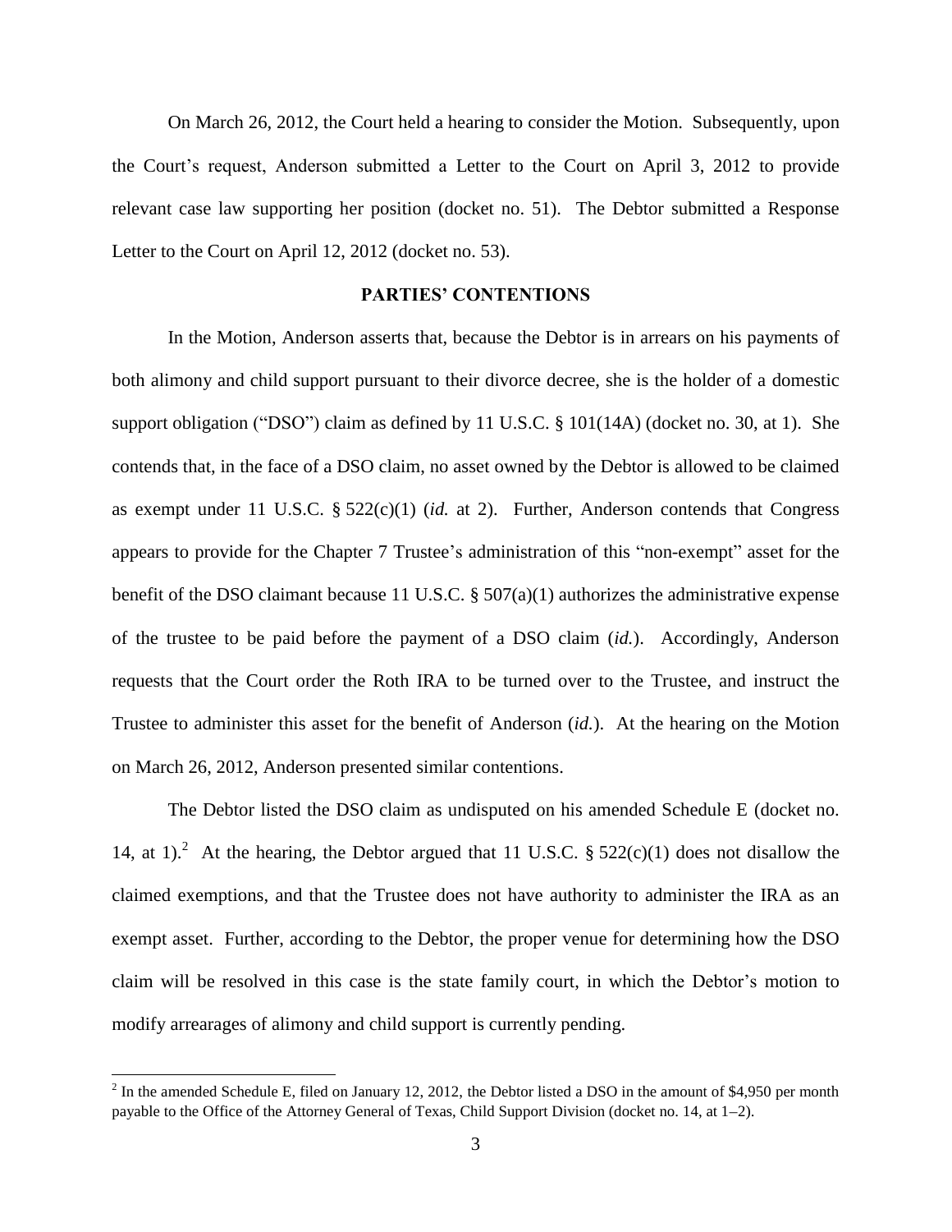On March 26, 2012, the Court held a hearing to consider the Motion. Subsequently, upon the Court's request, Anderson submitted a Letter to the Court on April 3, 2012 to provide relevant case law supporting her position (docket no. 51). The Debtor submitted a Response Letter to the Court on April 12, 2012 (docket no. 53).

## PARTIES' CONTENTIONS

In the Motion, Anderson asserts that, because the Debtor is in arrears on his payments of both alimony and child support pursuant to their divorce decree, she is the holder of a domestic support obligation ("DSO") claim as defined by 11 U.S.C. § 101(14A) (docket no. 30, at 1). She contends that, in the face of a DSO claim, no asset owned by the Debtor is allowed to be claimed as exempt under 11 U.S.C. § 522(c)(1) (*id.* at 2). Further, Anderson contends that Congress appears to provide for the Chapter 7 Trustee's administration of this "non-exempt" asset for the benefit of the DSO claimant because 11 U.S.C. § 507(a)(1) authorizes the administrative expense of the trustee to be paid before the payment of a DSO claim (*id.*). Accordingly, Anderson requests that the Court order the Roth IRA to be turned over to the Trustee, and instruct the Trustee to administer this asset for the benefit of Anderson (*id.*). At the hearing on the Motion on March 26, 2012, Anderson presented similar contentions.

The Debtor listed the DSO claim as undisputed on his amended Schedule E (docket no. 14, at 1).[2] At the hearing, the Debtor argued that 11 U.S.C. § 522(c)(1) does not disallow the claimed exemptions, and that the Trustee does not have authority to administer the IRA as an exempt asset. Further, according to the Debtor, the proper venue for determining how the DSO claim will be resolved in this case is the state family court, in which the Debtor's motion to modify arrearages of alimony and child support is currently pending.

[2] In the amended Schedule E, filed on January 12, 2012, the Debtor listed a DSO in the amount of $4,950 per month payable to the Office of the Attorney General of Texas, Child Support Division (docket no. 14, at 1–2).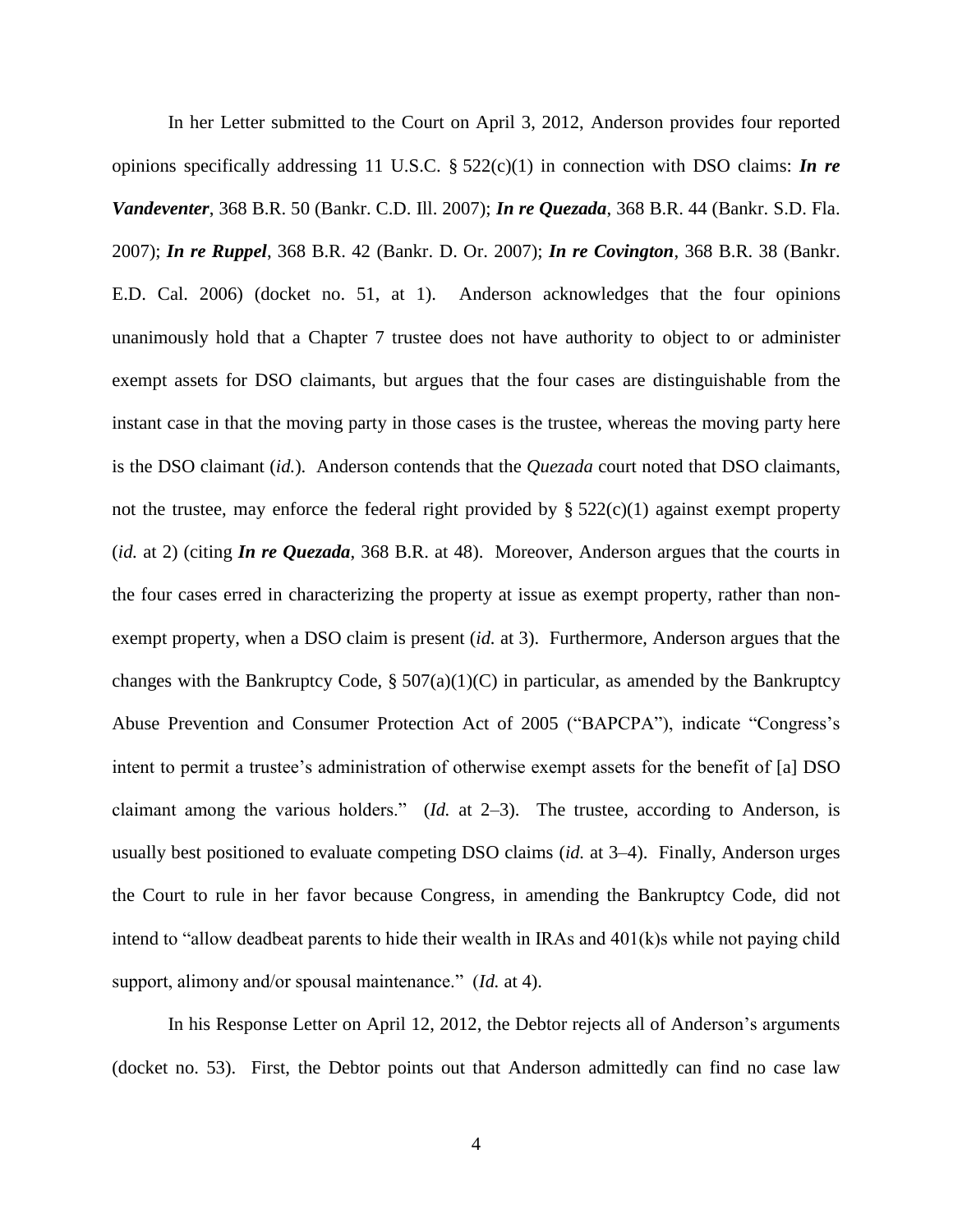In her Letter submitted to the Court on April 3, 2012, Anderson provides four reported opinions specifically addressing 11 U.S.C. § 522(c)(1) in connection with DSO claims: ***In re Vandeventer***, 368 B.R. 50 (Bankr. C.D. Ill. 2007); ***In re Quezada***, 368 B.R. 44 (Bankr. S.D. Fla. 2007); ***In re Ruppel***, 368 B.R. 42 (Bankr. D. Or. 2007); ***In re Covington***, 368 B.R. 38 (Bankr. E.D. Cal. 2006) (docket no. 51, at 1). Anderson acknowledges that the four opinions unanimously hold that a Chapter 7 trustee does not have authority to object to or administer exempt assets for DSO claimants, but argues that the four cases are distinguishable from the instant case in that the moving party in those cases is the trustee, whereas the moving party here is the DSO claimant (*id.*). Anderson contends that the *Quezada* court noted that DSO claimants, not the trustee, may enforce the federal right provided by § 522(c)(1) against exempt property (*id.* at 2) (citing ***In re Quezada***, 368 B.R. at 48). Moreover, Anderson argues that the courts in the four cases erred in characterizing the property at issue as exempt property, rather than non-exempt property, when a DSO claim is present (*id.* at 3). Furthermore, Anderson argues that the changes with the Bankruptcy Code, § 507(a)(1)(C) in particular, as amended by the Bankruptcy Abuse Prevention and Consumer Protection Act of 2005 ("BAPCPA"), indicate "Congress's intent to permit a trustee's administration of otherwise exempt assets for the benefit of [a] DSO claimant among the various holders." (*Id.* at 2–3). The trustee, according to Anderson, is usually best positioned to evaluate competing DSO claims (*id.* at 3–4). Finally, Anderson urges the Court to rule in her favor because Congress, in amending the Bankruptcy Code, did not intend to "allow deadbeat parents to hide their wealth in IRAs and 401(k)s while not paying child support, alimony and/or spousal maintenance." (*Id.* at 4).

In his Response Letter on April 12, 2012, the Debtor rejects all of Anderson's arguments (docket no. 53). First, the Debtor points out that Anderson admittedly can find no case law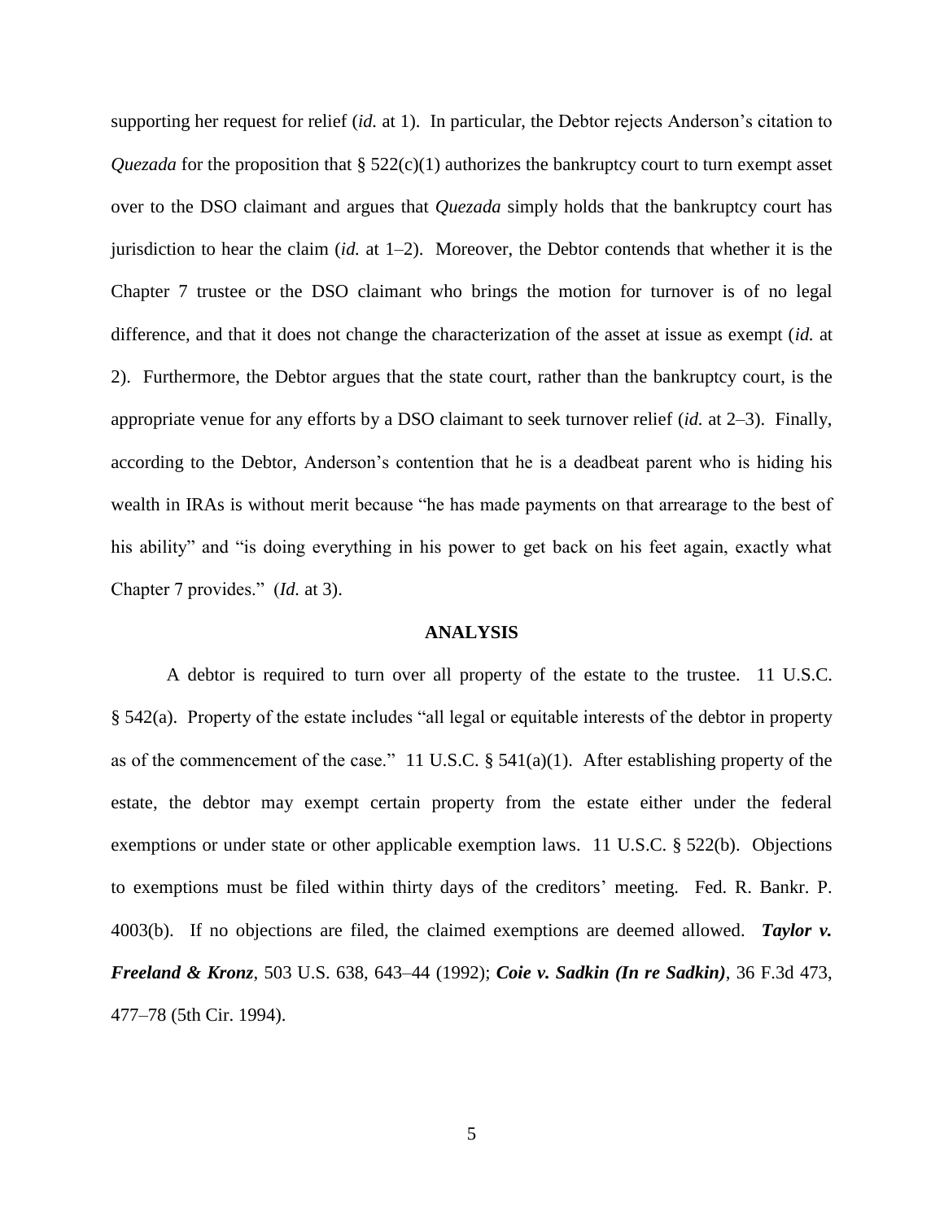supporting her request for relief (*id.* at 1). In particular, the Debtor rejects Anderson's citation to *Quezada* for the proposition that § 522(c)(1) authorizes the bankruptcy court to turn exempt asset over to the DSO claimant and argues that *Quezada* simply holds that the bankruptcy court has jurisdiction to hear the claim (*id.* at 1–2). Moreover, the Debtor contends that whether it is the Chapter 7 trustee or the DSO claimant who brings the motion for turnover is of no legal difference, and that it does not change the characterization of the asset at issue as exempt (*id.* at 2). Furthermore, the Debtor argues that the state court, rather than the bankruptcy court, is the appropriate venue for any efforts by a DSO claimant to seek turnover relief (*id.* at 2–3). Finally, according to the Debtor, Anderson's contention that he is a deadbeat parent who is hiding his wealth in IRAs is without merit because "he has made payments on that arrearage to the best of his ability" and "is doing everything in his power to get back on his feet again, exactly what Chapter 7 provides." (*Id.* at 3).

## ANALYSIS

A debtor is required to turn over all property of the estate to the trustee. 11 U.S.C. § 542(a). Property of the estate includes "all legal or equitable interests of the debtor in property as of the commencement of the case." 11 U.S.C. § 541(a)(1). After establishing property of the estate, the debtor may exempt certain property from the estate either under the federal exemptions or under state or other applicable exemption laws. 11 U.S.C. § 522(b). Objections to exemptions must be filed within thirty days of the creditors' meeting. Fed. R. Bankr. P. 4003(b). If no objections are filed, the claimed exemptions are deemed allowed. ***Taylor v. Freeland & Kronz***, 503 U.S. 638, 643–44 (1992); ***Coie v. Sadkin (In re Sadkin)***, 36 F.3d 473, 477–78 (5th Cir. 1994).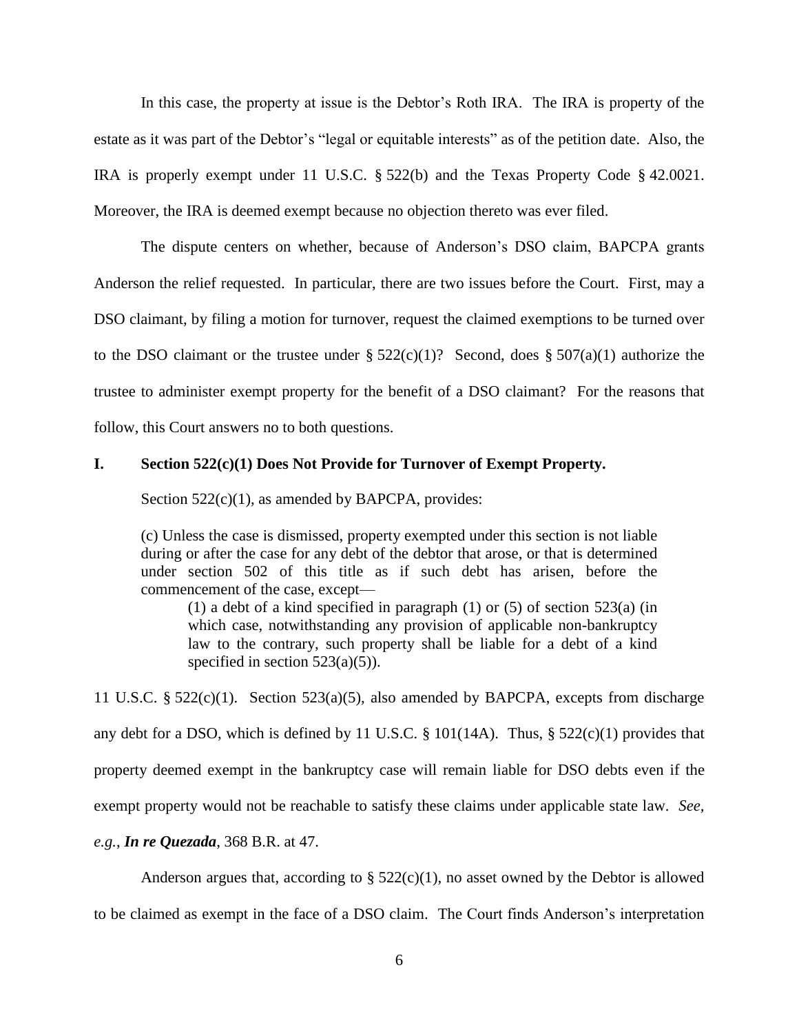In this case, the property at issue is the Debtor's Roth IRA. The IRA is property of the estate as it was part of the Debtor's "legal or equitable interests" as of the petition date. Also, the IRA is properly exempt under 11 U.S.C. § 522(b) and the Texas Property Code § 42.0021. Moreover, the IRA is deemed exempt because no objection thereto was ever filed.

The dispute centers on whether, because of Anderson's DSO claim, BAPCPA grants Anderson the relief requested. In particular, there are two issues before the Court. First, may a DSO claimant, by filing a motion for turnover, request the claimed exemptions to be turned over to the DSO claimant or the trustee under § 522(c)(1)? Second, does § 507(a)(1) authorize the trustee to administer exempt property for the benefit of a DSO claimant? For the reasons that follow, this Court answers no to both questions.

## I. Section 522(c)(1) Does Not Provide for Turnover of Exempt Property.

Section 522(c)(1), as amended by BAPCPA, provides:

> (c) Unless the case is dismissed, property exempted under this section is not liable during or after the case for any debt of the debtor that arose, or that is determined under section 502 of this title as if such debt has arisen, before the commencement of the case, except—
>
> (1) a debt of a kind specified in paragraph (1) or (5) of section 523(a) (in which case, notwithstanding any provision of applicable non-bankruptcy law to the contrary, such property shall be liable for a debt of a kind specified in section 523(a)(5)).

11 U.S.C. § 522(c)(1). Section 523(a)(5), also amended by BAPCPA, excepts from discharge any debt for a DSO, which is defined by 11 U.S.C. § 101(14A). Thus, § 522(c)(1) provides that property deemed exempt in the bankruptcy case will remain liable for DSO debts even if the exempt property would not be reachable to satisfy these claims under applicable state law. *See, e.g.*, ***In re Quezada***, 368 B.R. at 47.

Anderson argues that, according to § 522(c)(1), no asset owned by the Debtor is allowed to be claimed as exempt in the face of a DSO claim. The Court finds Anderson's interpretation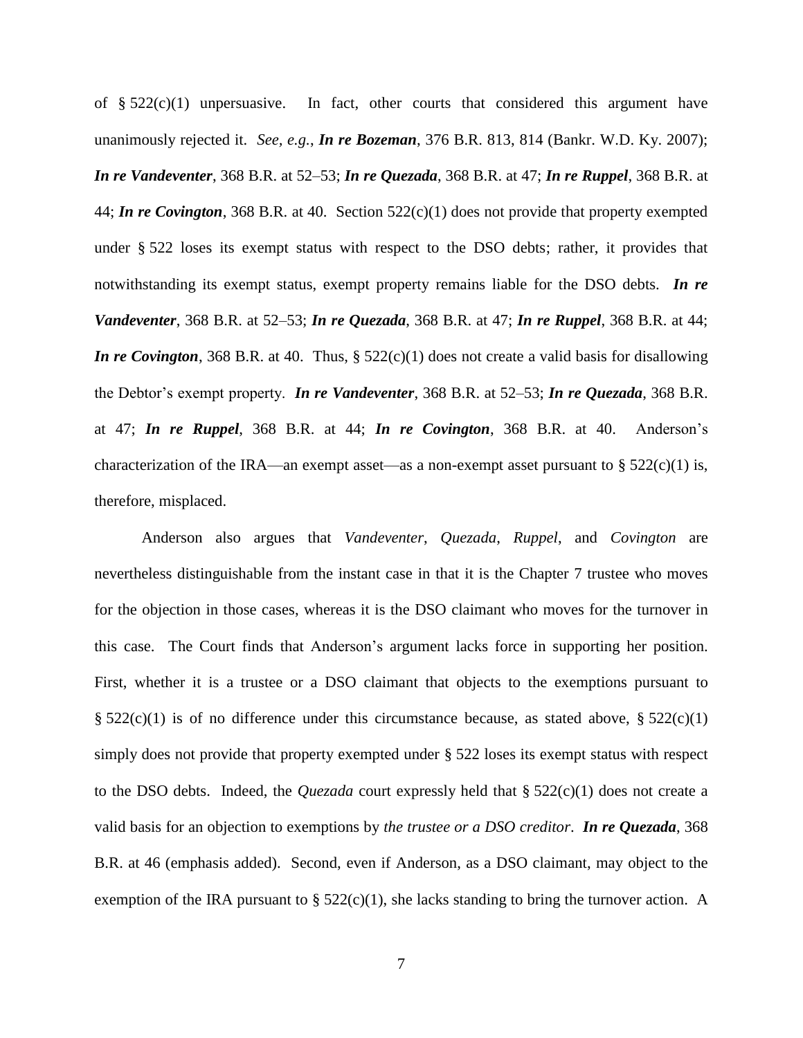of § 522(c)(1) unpersuasive. In fact, other courts that considered this argument have unanimously rejected it. *See, e.g.*, ***In re Bozeman***, 376 B.R. 813, 814 (Bankr. W.D. Ky. 2007); ***In re Vandeventer***, 368 B.R. at 52–53; ***In re Quezada***, 368 B.R. at 47; ***In re Ruppel***, 368 B.R. at 44; ***In re Covington***, 368 B.R. at 40. Section 522(c)(1) does not provide that property exempted under § 522 loses its exempt status with respect to the DSO debts; rather, it provides that notwithstanding its exempt status, exempt property remains liable for the DSO debts. ***In re Vandeventer***, 368 B.R. at 52–53; ***In re Quezada***, 368 B.R. at 47; ***In re Ruppel***, 368 B.R. at 44; ***In re Covington***, 368 B.R. at 40. Thus, § 522(c)(1) does not create a valid basis for disallowing the Debtor's exempt property. ***In re Vandeventer***, 368 B.R. at 52–53; ***In re Quezada***, 368 B.R. at 47; ***In re Ruppel***, 368 B.R. at 44; ***In re Covington***, 368 B.R. at 40. Anderson's characterization of the IRA—an exempt asset—as a non-exempt asset pursuant to § 522(c)(1) is, therefore, misplaced.

Anderson also argues that *Vandeventer*, *Quezada*, *Ruppel*, and *Covington* are nevertheless distinguishable from the instant case in that it is the Chapter 7 trustee who moves for the objection in those cases, whereas it is the DSO claimant who moves for the turnover in this case. The Court finds that Anderson's argument lacks force in supporting her position. First, whether it is a trustee or a DSO claimant that objects to the exemptions pursuant to § 522(c)(1) is of no difference under this circumstance because, as stated above, § 522(c)(1) simply does not provide that property exempted under § 522 loses its exempt status with respect to the DSO debts. Indeed, the *Quezada* court expressly held that § 522(c)(1) does not create a valid basis for an objection to exemptions by *the trustee or a DSO creditor*. ***In re Quezada***, 368 B.R. at 46 (emphasis added). Second, even if Anderson, as a DSO claimant, may object to the exemption of the IRA pursuant to § 522(c)(1), she lacks standing to bring the turnover action. A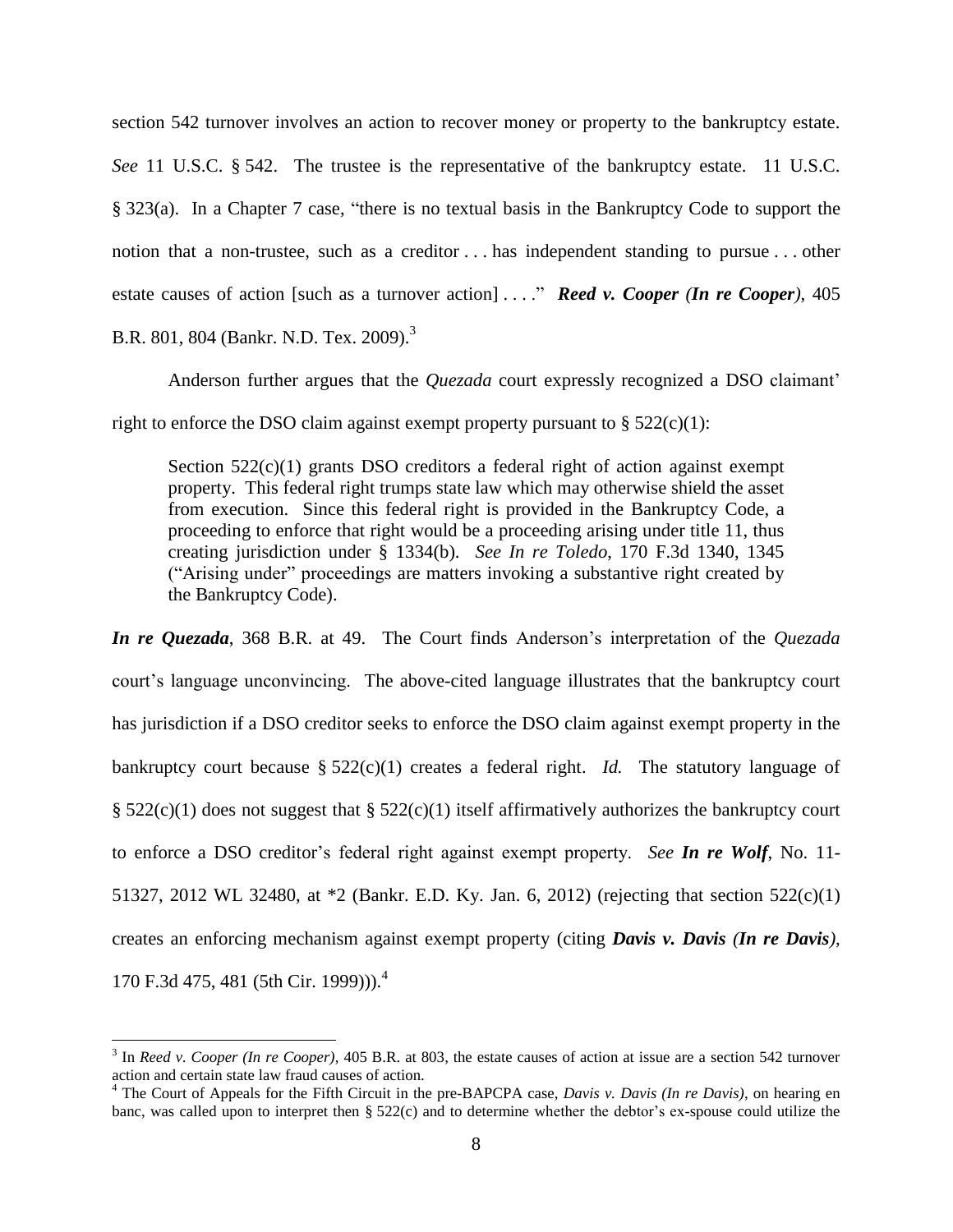section 542 turnover involves an action to recover money or property to the bankruptcy estate. *See* 11 U.S.C. § 542. The trustee is the representative of the bankruptcy estate. 11 U.S.C. § 323(a). In a Chapter 7 case, "there is no textual basis in the Bankruptcy Code to support the notion that a non-trustee, such as a creditor . . . has independent standing to pursue . . . other estate causes of action [such as a turnover action] . . . ." ***Reed v. Cooper (In re Cooper)***, 405 B.R. 801, 804 (Bankr. N.D. Tex. 2009).[3]

Anderson further argues that the *Quezada* court expressly recognized a DSO claimant' right to enforce the DSO claim against exempt property pursuant to § 522(c)(1):

> Section 522(c)(1) grants DSO creditors a federal right of action against exempt property. This federal right trumps state law which may otherwise shield the asset from execution. Since this federal right is provided in the Bankruptcy Code, a proceeding to enforce that right would be a proceeding arising under title 11, thus creating jurisdiction under § 1334(b). *See In re Toledo*, 170 F.3d 1340, 1345 ("Arising under" proceedings are matters invoking a substantive right created by the Bankruptcy Code).

***In re Quezada***, 368 B.R. at 49. The Court finds Anderson's interpretation of the *Quezada* court's language unconvincing. The above-cited language illustrates that the bankruptcy court has jurisdiction if a DSO creditor seeks to enforce the DSO claim against exempt property in the bankruptcy court because § 522(c)(1) creates a federal right. *Id.* The statutory language of § 522(c)(1) does not suggest that § 522(c)(1) itself affirmatively authorizes the bankruptcy court to enforce a DSO creditor's federal right against exempt property. *See **In re Wolf***, No. 11-51327, 2012 WL 32480, at *2 (Bankr. E.D. Ky. Jan. 6, 2012) (rejecting that section 522(c)(1) creates an enforcing mechanism against exempt property (citing ***Davis v. Davis (In re Davis)***, 170 F.3d 475, 481 (5th Cir. 1999))).[4]

---

[3] In *Reed v. Cooper (In re Cooper)*, 405 B.R. at 803, the estate causes of action at issue are a section 542 turnover action and certain state law fraud causes of action.

[4] The Court of Appeals for the Fifth Circuit in the pre-BAPCPA case, *Davis v. Davis (In re Davis)*, on hearing en banc, was called upon to interpret then § 522(c) and to determine whether the debtor's ex-spouse could utilize the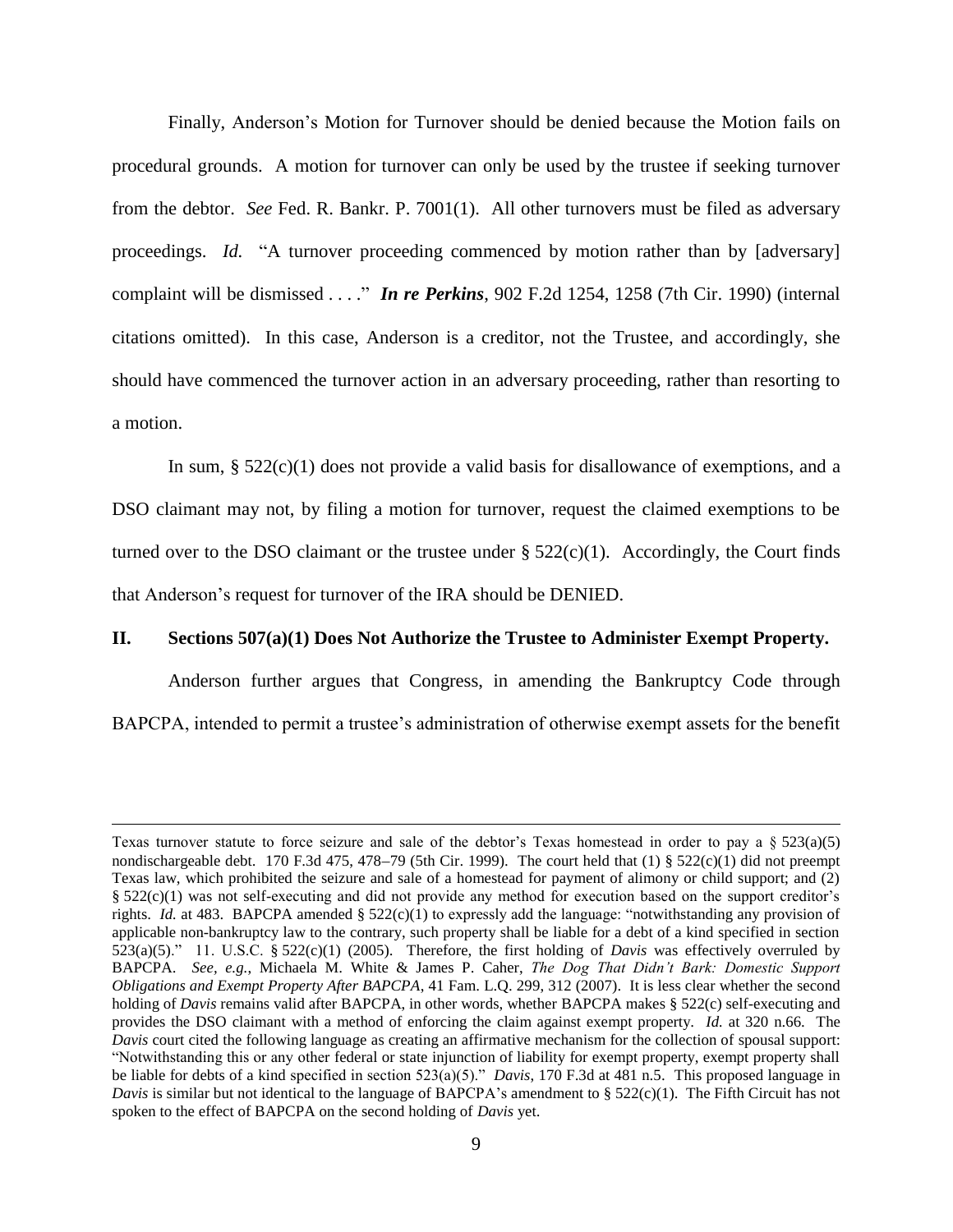Finally, Anderson's Motion for Turnover should be denied because the Motion fails on procedural grounds. A motion for turnover can only be used by the trustee if seeking turnover from the debtor. *See* Fed. R. Bankr. P. 7001(1). All other turnovers must be filed as adversary proceedings. *Id.* "A turnover proceeding commenced by motion rather than by [adversary] complaint will be dismissed . . . ." ***In re Perkins***, 902 F.2d 1254, 1258 (7th Cir. 1990) (internal citations omitted). In this case, Anderson is a creditor, not the Trustee, and accordingly, she should have commenced the turnover action in an adversary proceeding, rather than resorting to a motion.

In sum, § 522(c)(1) does not provide a valid basis for disallowance of exemptions, and a DSO claimant may not, by filing a motion for turnover, request the claimed exemptions to be turned over to the DSO claimant or the trustee under § 522(c)(1). Accordingly, the Court finds that Anderson's request for turnover of the IRA should be DENIED.

## II. Sections 507(a)(1) Does Not Authorize the Trustee to Administer Exempt Property.

Anderson further argues that Congress, in amending the Bankruptcy Code through BAPCPA, intended to permit a trustee's administration of otherwise exempt assets for the benefit

---

Texas turnover statute to force seizure and sale of the debtor's Texas homestead in order to pay a § 523(a)(5) nondischargeable debt. 170 F.3d 475, 478–79 (5th Cir. 1999). The court held that (1) § 522(c)(1) did not preempt Texas law, which prohibited the seizure and sale of a homestead for payment of alimony or child support; and (2) § 522(c)(1) was not self-executing and did not provide any method for execution based on the support creditor's rights. *Id.* at 483. BAPCPA amended § 522(c)(1) to expressly add the language: "notwithstanding any provision of applicable non-bankruptcy law to the contrary, such property shall be liable for a debt of a kind specified in section 523(a)(5)." 11. U.S.C. § 522(c)(1) (2005). Therefore, the first holding of *Davis* was effectively overruled by BAPCPA. *See, e.g.*, Michaela M. White & James P. Caher, *The Dog That Didn't Bark: Domestic Support Obligations and Exempt Property After BAPCPA*, 41 Fam. L.Q. 299, 312 (2007). It is less clear whether the second holding of *Davis* remains valid after BAPCPA, in other words, whether BAPCPA makes § 522(c) self-executing and provides the DSO claimant with a method of enforcing the claim against exempt property. *Id.* at 320 n.66. The *Davis* court cited the following language as creating an affirmative mechanism for the collection of spousal support: "Notwithstanding this or any other federal or state injunction of liability for exempt property, exempt property shall be liable for debts of a kind specified in section 523(a)(5)." *Davis*, 170 F.3d at 481 n.5. This proposed language in *Davis* is similar but not identical to the language of BAPCPA's amendment to § 522(c)(1). The Fifth Circuit has not spoken to the effect of BAPCPA on the second holding of *Davis* yet.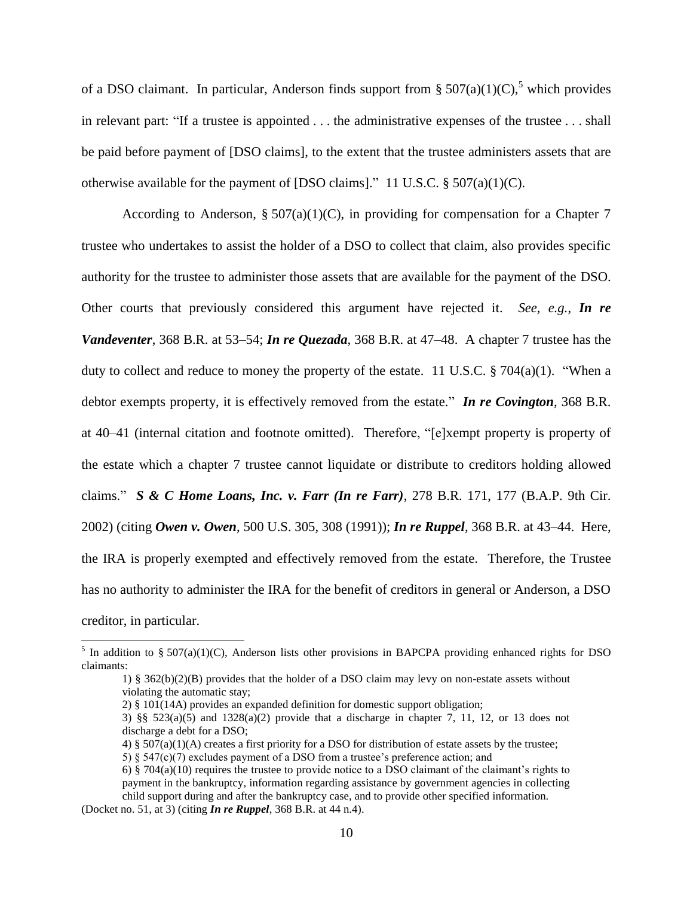of a DSO claimant. In particular, Anderson finds support from § 507(a)(1)(C),[5] which provides in relevant part: "If a trustee is appointed . . . the administrative expenses of the trustee . . . shall be paid before payment of [DSO claims], to the extent that the trustee administers assets that are otherwise available for the payment of [DSO claims]." 11 U.S.C. § 507(a)(1)(C).

According to Anderson, § 507(a)(1)(C), in providing for compensation for a Chapter 7 trustee who undertakes to assist the holder of a DSO to collect that claim, also provides specific authority for the trustee to administer those assets that are available for the payment of the DSO. Other courts that previously considered this argument have rejected it. *See, e.g.*, ***In re Vandeventer***, 368 B.R. at 53–54; ***In re Quezada***, 368 B.R. at 47–48. A chapter 7 trustee has the duty to collect and reduce to money the property of the estate. 11 U.S.C. § 704(a)(1). "When a debtor exempts property, it is effectively removed from the estate." ***In re Covington***, 368 B.R. at 40–41 (internal citation and footnote omitted). Therefore, "[e]xempt property is property of the estate which a chapter 7 trustee cannot liquidate or distribute to creditors holding allowed claims." ***S & C Home Loans, Inc. v. Farr (In re Farr)***, 278 B.R. 171, 177 (B.A.P. 9th Cir. 2002) (citing ***Owen v. Owen***, 500 U.S. 305, 308 (1991)); ***In re Ruppel***, 368 B.R. at 43–44. Here, the IRA is properly exempted and effectively removed from the estate. Therefore, the Trustee has no authority to administer the IRA for the benefit of creditors in general or Anderson, a DSO creditor, in particular.

---

[5] In addition to § 507(a)(1)(C), Anderson lists other provisions in BAPCPA providing enhanced rights for DSO claimants:

> 1) § 362(b)(2)(B) provides that the holder of a DSO claim may levy on non-estate assets without violating the automatic stay;
> 2) § 101(14A) provides an expanded definition for domestic support obligation;
> 3) §§ 523(a)(5) and 1328(a)(2) provide that a discharge in chapter 7, 11, 12, or 13 does not discharge a debt for a DSO;
> 4) § 507(a)(1)(A) creates a first priority for a DSO for distribution of estate assets by the trustee;
> 5) § 547(c)(7) excludes payment of a DSO from a trustee's preference action; and
> 6) § 704(a)(10) requires the trustee to provide notice to a DSO claimant of the claimant's rights to payment in the bankruptcy, information regarding assistance by government agencies in collecting child support during and after the bankruptcy case, and to provide other specified information.

(Docket no. 51, at 3) (citing ***In re Ruppel***, 368 B.R. at 44 n.4).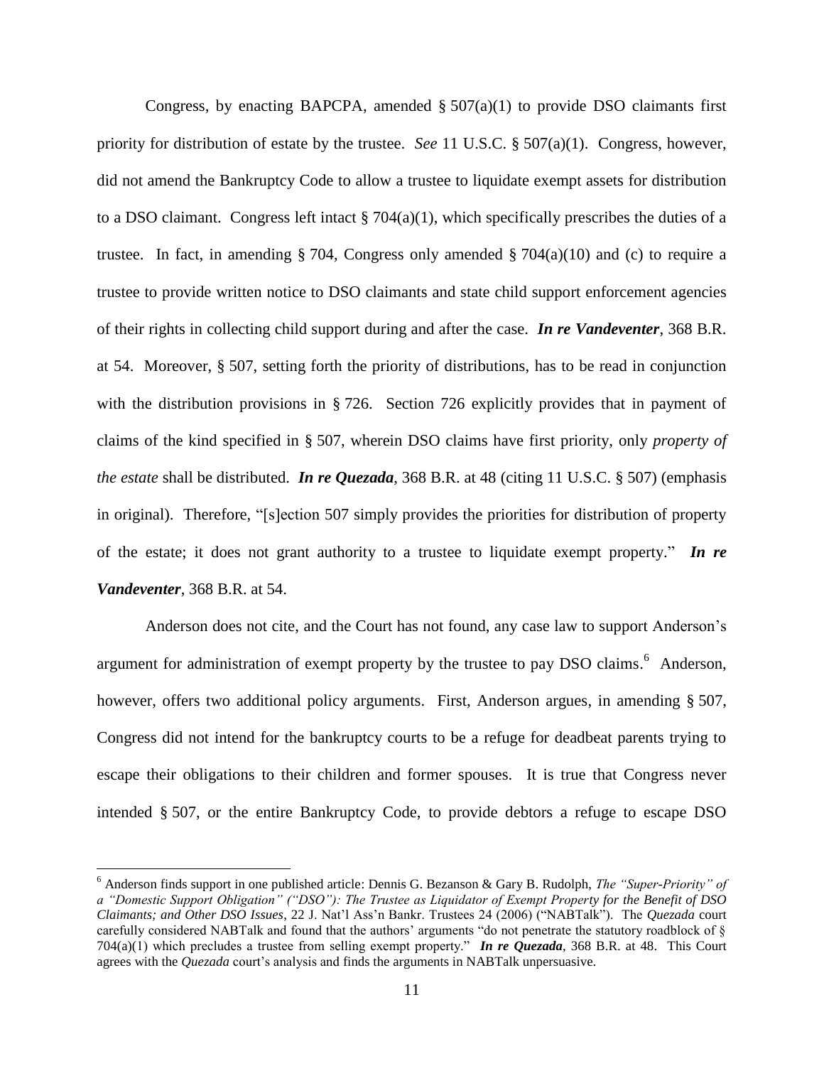Congress, by enacting BAPCPA, amended § 507(a)(1) to provide DSO claimants first priority for distribution of estate by the trustee. *See* 11 U.S.C. § 507(a)(1). Congress, however, did not amend the Bankruptcy Code to allow a trustee to liquidate exempt assets for distribution to a DSO claimant. Congress left intact § 704(a)(1), which specifically prescribes the duties of a trustee. In fact, in amending § 704, Congress only amended § 704(a)(10) and (c) to require a trustee to provide written notice to DSO claimants and state child support enforcement agencies of their rights in collecting child support during and after the case. ***In re Vandeventer***, 368 B.R. at 54. Moreover, § 507, setting forth the priority of distributions, has to be read in conjunction with the distribution provisions in § 726. Section 726 explicitly provides that in payment of claims of the kind specified in § 507, wherein DSO claims have first priority, only *property of the estate* shall be distributed. ***In re Quezada***, 368 B.R. at 48 (citing 11 U.S.C. § 507) (emphasis in original). Therefore, "[s]ection 507 simply provides the priorities for distribution of property of the estate; it does not grant authority to a trustee to liquidate exempt property." ***In re Vandeventer***, 368 B.R. at 54.

Anderson does not cite, and the Court has not found, any case law to support Anderson's argument for administration of exempt property by the trustee to pay DSO claims.[6] Anderson, however, offers two additional policy arguments. First, Anderson argues, in amending § 507, Congress did not intend for the bankruptcy courts to be a refuge for deadbeat parents trying to escape their obligations to their children and former spouses. It is true that Congress never intended § 507, or the entire Bankruptcy Code, to provide debtors a refuge to escape DSO

[6] Anderson finds support in one published article: Dennis G. Bezanson & Gary B. Rudolph, *The "Super-Priority" of a "Domestic Support Obligation" ("DSO"): The Trustee as Liquidator of Exempt Property for the Benefit of DSO Claimants; and Other DSO Issues*, 22 J. Nat'l Ass'n Bankr. Trustees 24 (2006) ("NABTalk"). The *Quezada* court carefully considered NABTalk and found that the authors' arguments "do not penetrate the statutory roadblock of § 704(a)(1) which precludes a trustee from selling exempt property." ***In re Quezada***, 368 B.R. at 48. This Court agrees with the *Quezada* court's analysis and finds the arguments in NABTalk unpersuasive.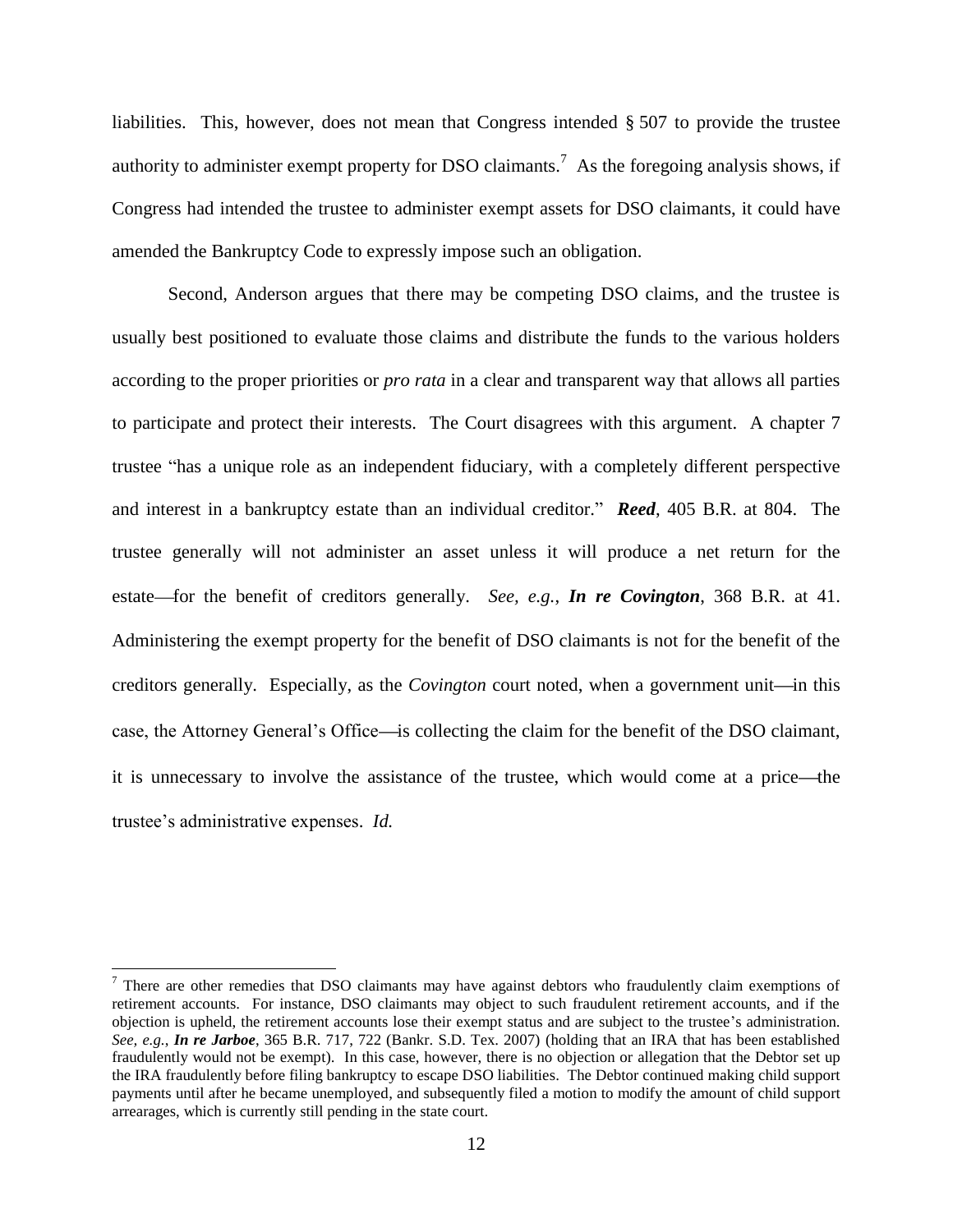liabilities. This, however, does not mean that Congress intended § 507 to provide the trustee authority to administer exempt property for DSO claimants.[7] As the foregoing analysis shows, if Congress had intended the trustee to administer exempt assets for DSO claimants, it could have amended the Bankruptcy Code to expressly impose such an obligation.

Second, Anderson argues that there may be competing DSO claims, and the trustee is usually best positioned to evaluate those claims and distribute the funds to the various holders according to the proper priorities or *pro rata* in a clear and transparent way that allows all parties to participate and protect their interests. The Court disagrees with this argument. A chapter 7 trustee "has a unique role as an independent fiduciary, with a completely different perspective and interest in a bankruptcy estate than an individual creditor." ***Reed***, 405 B.R. at 804. The trustee generally will not administer an asset unless it will produce a net return for the estate—for the benefit of creditors generally. *See, e.g.*, ***In re Covington***, 368 B.R. at 41. Administering the exempt property for the benefit of DSO claimants is not for the benefit of the creditors generally. Especially, as the *Covington* court noted, when a government unit—in this case, the Attorney General's Office—is collecting the claim for the benefit of the DSO claimant, it is unnecessary to involve the assistance of the trustee, which would come at a price—the trustee's administrative expenses. *Id.*

---

[7] There are other remedies that DSO claimants may have against debtors who fraudulently claim exemptions of retirement accounts. For instance, DSO claimants may object to such fraudulent retirement accounts, and if the objection is upheld, the retirement accounts lose their exempt status and are subject to the trustee's administration. *See, e.g.*, ***In re Jarboe***, 365 B.R. 717, 722 (Bankr. S.D. Tex. 2007) (holding that an IRA that has been established fraudulently would not be exempt). In this case, however, there is no objection or allegation that the Debtor set up the IRA fraudulently before filing bankruptcy to escape DSO liabilities. The Debtor continued making child support payments until after he became unemployed, and subsequently filed a motion to modify the amount of child support arrearages, which is currently still pending in the state court.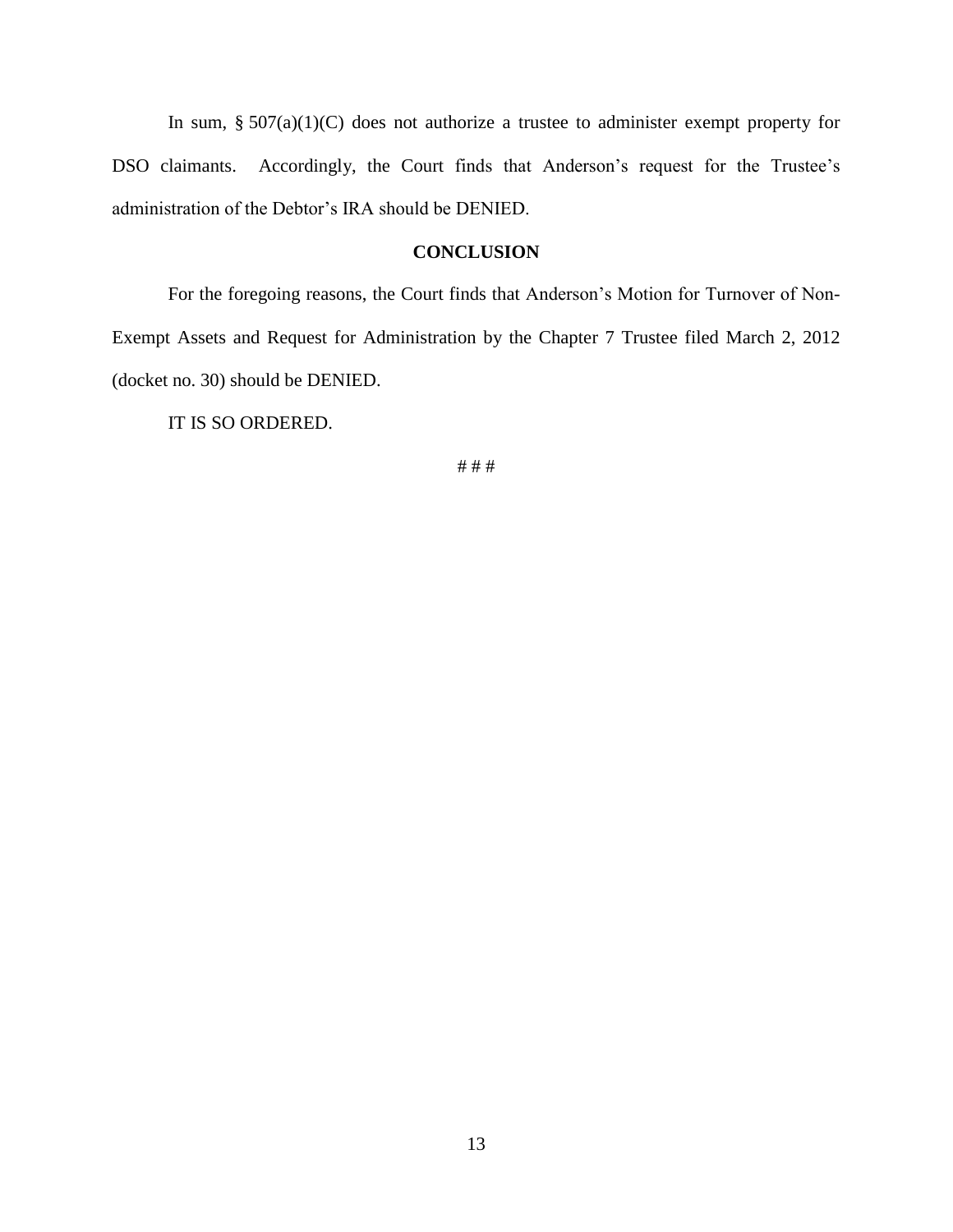In sum, § 507(a)(1)(C) does not authorize a trustee to administer exempt property for DSO claimants. Accordingly, the Court finds that Anderson's request for the Trustee's administration of the Debtor's IRA should be DENIED.

## CONCLUSION

For the foregoing reasons, the Court finds that Anderson's Motion for Turnover of Non-Exempt Assets and Request for Administration by the Chapter 7 Trustee filed March 2, 2012 (docket no. 30) should be DENIED.

IT IS SO ORDERED.

# # #